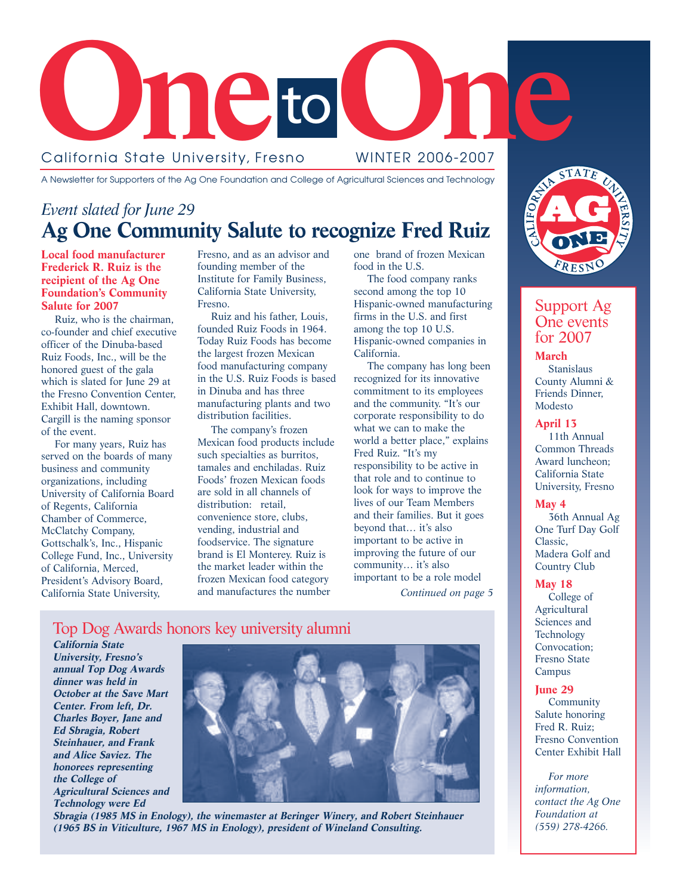# One to One

California State University, Fresno — WINTER 2006-2007

A Newsletter for Supporters of the Ag One Foundation and College of Agricultural Sciences and Technology

*Event slated for June 29*

## Ag One Community Salute to recognize Fred Ruiz

**Local food manufacturer Frederick R. Ruiz is the recipient of the Ag One Foundation's Community Salute for 2007**

Ruiz, who is the chairman, co-founder and chief executive officer of the Dinuba-based Ruiz Foods, Inc., will be the honored guest of the gala which is slated for June 29 at the Fresno Convention Center, Exhibit Hall, downtown. Cargill is the naming sponsor of the event.

For many years, Ruiz has served on the boards of many business and community organizations, including University of California Board of Regents, California Chamber of Commerce, McClatchy Company, Gottschalk's, Inc., Hispanic College Fund, Inc., University of California, Merced, President's Advisory Board, California State University, Fresno, and as an advisor and founding member of the Institute for Family Business, California State University, Fresno.

Ruiz and his father, Louis, founded Ruiz Foods in 1964. Today Ruiz Foods has become the largest frozen Mexican food manufacturing company in the U.S. Ruiz Foods is based in Dinuba and has three manufacturing plants and two distribution facilities.

The company's frozen Mexican food products include such specialties as burritos, tamales and enchiladas. Ruiz Foods' frozen Mexican foods are sold in all channels of distribution: retail, convenience store, clubs, vending, industrial and foodservice. The signature brand is El Monterey. Ruiz is the market leader within the frozen Mexican food category and manufactures the number one brand of frozen Mexican food in the U.S.

The food company ranks second among the top 10 Hispanic-owned manufacturing firms in the U.S. and first among the top 10 U.S. Hispanic-owned companies in California.

The company has long been recognized for its innovative commitment to its employees and the community. "It's our corporate responsibility to do what we can to make the world a better place," explains Fred Ruiz. "It's my responsibility to be active in that role and to continue to look for ways to improve the lives of our Team Members and their families. But it goes beyond that… it's also important to be active in improving the future of our community… it's also important to be a role model

*Continued on page 5*

## Top Dog Awards honors key university alumni

***California State University, Fresno's annual Top Dog Awards dinner was held in October at the Save Mart Center. From left, Dr. Charles Boyer, Jane and Ed Sbragia, Robert Steinhauer, and Frank and Alice Saviez. The honorees representing the College of Agricultural Sciences and Technology were Ed Sbragia (1985 MS in Enology), the winemaster at Beringer Winery, and Robert Steinhauer (1965 BS in Viticulture, 1967 MS in Enology), president of Wineland Consulting.***

## Support Ag One events for 2007

**March**
Stanislaus County Alumni & Friends Dinner, Modesto

**April 13**
11th Annual Common Threads Award luncheon; California State University, Fresno

**May 4**
36th Annual Ag One Turf Day Golf Classic, Madera Golf and Country Club

**May 18**
College of Agricultural Sciences and Technology Convocation; Fresno State Campus

**June 29**
Community Salute honoring Fred R. Ruiz; Fresno Convention Center Exhibit Hall

*For more information, contact the Ag One Foundation at (559) 278-4266.*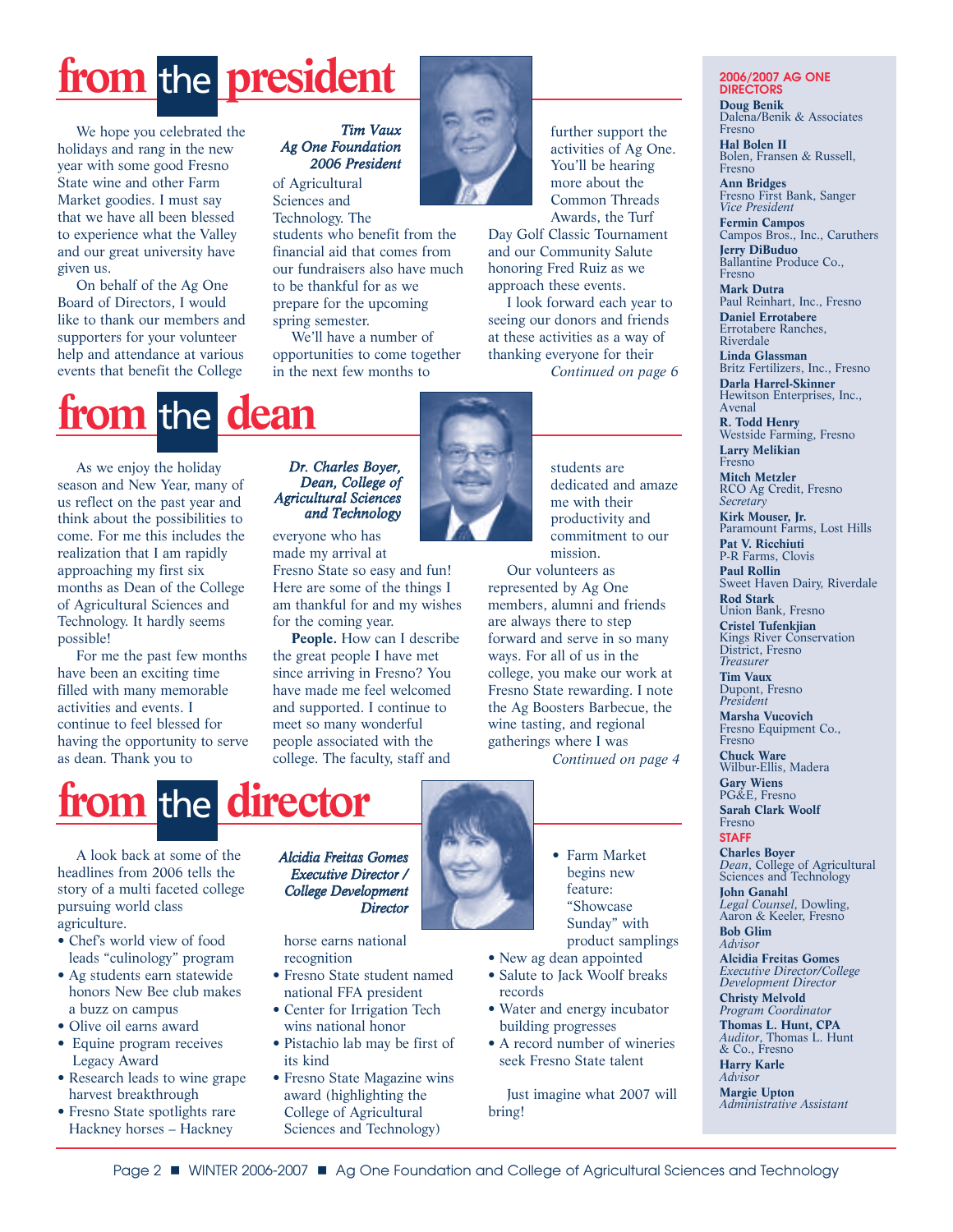# from the president

*Tim Vaux*
*Ag One Foundation*
*2006 President*

We hope you celebrated the holidays and rang in the new year with some good Fresno State wine and other Farm Market goodies. I must say that we have all been blessed to experience what the Valley and our great university have given us.

On behalf of the Ag One Board of Directors, I would like to thank our members and supporters for your volunteer help and attendance at various events that benefit the College of Agricultural Sciences and Technology. The students who benefit from the financial aid that comes from our fundraisers also have much to be thankful for as we prepare for the upcoming spring semester.

We'll have a number of opportunities to come together in the next few months to further support the activities of Ag One. You'll be hearing more about the Common Threads Awards, the Turf Day Golf Classic Tournament and our Community Salute honoring Fred Ruiz as we approach these events.

I look forward each year to seeing our donors and friends at these activities as a way of thanking everyone for their

*Continued on page 6*

# from the dean

*Dr. Charles Boyer,*
*Dean, College of Agricultural Sciences and Technology*

As we enjoy the holiday season and New Year, many of us reflect on the past year and think about the possibilities to come. For me this includes the realization that I am rapidly approaching my first six months as Dean of the College of Agricultural Sciences and Technology. It hardly seems possible!

For me the past few months have been an exciting time filled with many memorable activities and events. I continue to feel blessed for having the opportunity to serve as dean. Thank you to everyone who has made my arrival at Fresno State so easy and fun! Here are some of the things I am thankful for and my wishes for the coming year.

**People.** How can I describe the great people I have met since arriving in Fresno? You have made me feel welcomed and supported. I continue to meet so many wonderful people associated with the college. The faculty, staff and students are dedicated and amaze me with their productivity and commitment to our mission.

Our volunteers as represented by Ag One members, alumni and friends are always there to step forward and serve in so many ways. For all of us in the college, you make our work at Fresno State rewarding. I note the Ag Boosters Barbecue, the wine tasting, and regional gatherings where I was

*Continued on page 4*

# from the director

*Alcidia Freitas Gomes*
*Executive Director / College Development Director*

A look back at some of the headlines from 2006 tells the story of a multi faceted college pursuing world class agriculture.

- Chef's world view of food leads "culinology" program
- Ag students earn statewide honors New Bee club makes a buzz on campus
- Olive oil earns award
- Equine program receives Legacy Award
- Research leads to wine grape harvest breakthrough
- Fresno State spotlights rare Hackney horses – Hackney horse earns national recognition
- Fresno State student named national FFA president
- Center for Irrigation Tech wins national honor
- Pistachio lab may be first of its kind
- Fresno State Magazine wins award (highlighting the College of Agricultural Sciences and Technology)
- Farm Market begins new feature: "Showcase Sunday" with product samplings
- New ag dean appointed
- Salute to Jack Woolf breaks records
- Water and energy incubator building progresses
- A record number of wineries seek Fresno State talent

Just imagine what 2007 will bring!

---

## 2006/2007 AG ONE DIRECTORS

**Doug Benik**
Dalena/Benik & Associates
Fresno

**Hal Bolen II**
Bolen, Fransen & Russell, Fresno

**Ann Bridges**
Fresno First Bank, Sanger
*Vice President*

**Fermin Campos**
Campos Bros., Inc., Caruthers

**Jerry DiBuduo**
Ballantine Produce Co., Fresno

**Mark Dutra**
Paul Reinhart, Inc., Fresno

**Daniel Errotabere**
Errotabere Ranches, Riverdale

**Linda Glassman**
Britz Fertilizers, Inc., Fresno

**Darla Harrel-Skinner**
Hewitson Enterprises, Inc., Avenal

**R. Todd Henry**
Westside Farming, Fresno

**Larry Melikian**
Fresno

**Mitch Metzler**
RCO Ag Credit, Fresno
*Secretary*

**Kirk Mouser, Jr.**
Paramount Farms, Lost Hills

**Pat V. Ricchiuti**
P-R Farms, Clovis

**Paul Rollin**
Sweet Haven Dairy, Riverdale

**Rod Stark**
Union Bank, Fresno

**Cristel Tufenkjian**
Kings River Conservation District, Fresno
*Treasurer*

**Tim Vaux**
Dupont, Fresno
*President*

**Marsha Vucovich**
Fresno Equipment Co., Fresno

**Chuck Ware**
Wilbur-Ellis, Madera

**Gary Wiens**
PG&E, Fresno

**Sarah Clark Woolf**
Fresno

## STAFF

**Charles Boyer**
*Dean*, College of Agricultural Sciences and Technology

**John Ganahl**
*Legal Counsel*, Dowling, Aaron & Keeler, Fresno

**Bob Glim**
*Advisor*

**Alcidia Freitas Gomes**
*Executive Director/College Development Director*

**Christy Melvold**
*Program Coordinator*

**Thomas L. Hunt, CPA**
*Auditor*, Thomas L. Hunt & Co., Fresno

**Harry Karle**
*Advisor*

**Margie Upton**
*Administrative Assistant*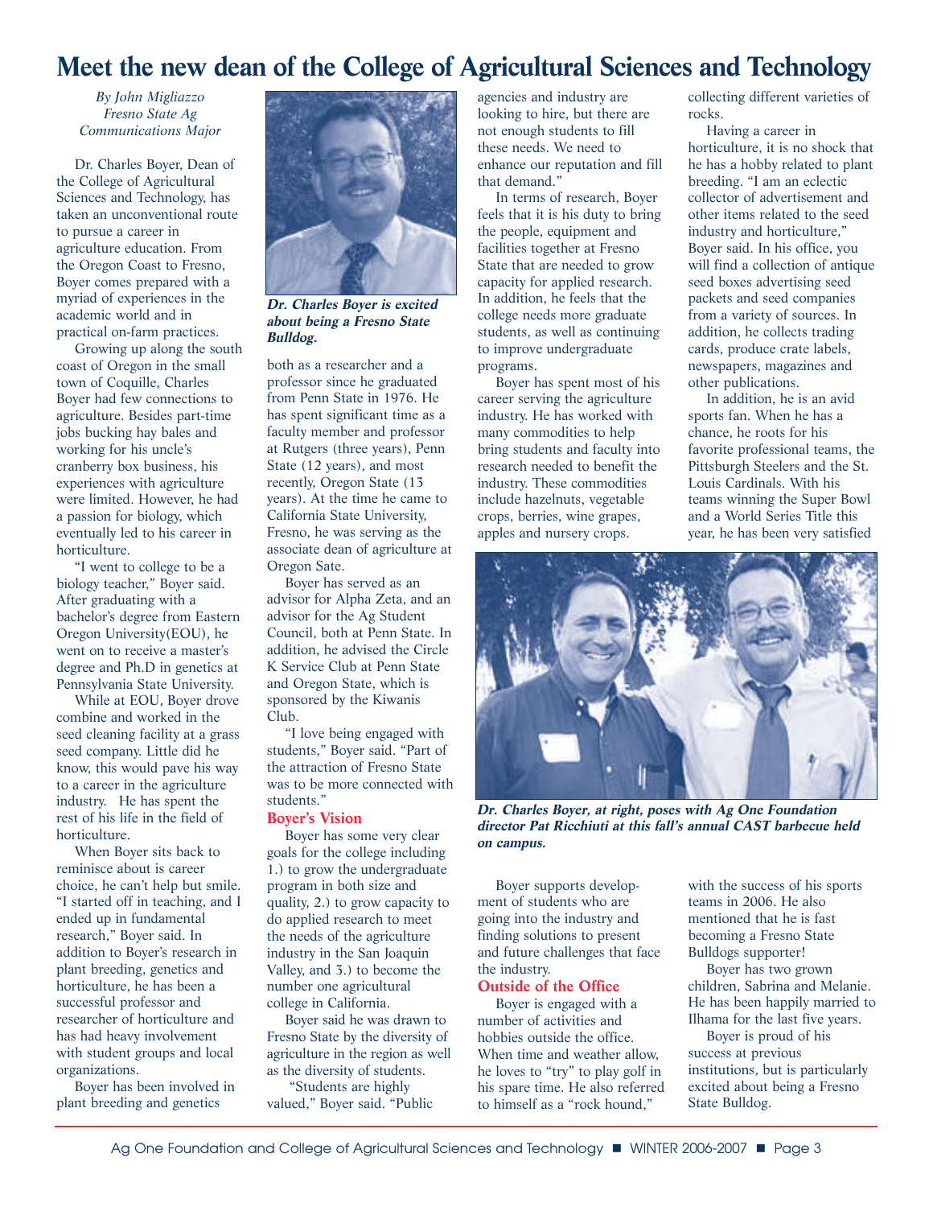# Meet the new dean of the College of Agricultural Sciences and Technology

*By John Migliazzo*
*Fresno State Ag Communications Major*

Dr. Charles Boyer, Dean of the College of Agricultural Sciences and Technology, has taken an unconventional route to pursue a career in agriculture education. From the Oregon Coast to Fresno, Boyer comes prepared with a myriad of experiences in the academic world and in practical on-farm practices.

Growing up along the south coast of Oregon in the small town of Coquille, Charles Boyer had few connections to agriculture. Besides part-time jobs bucking hay bales and working for his uncle's cranberry box business, his experiences with agriculture were limited. However, he had a passion for biology, which eventually led to his career in horticulture.

"I went to college to be a biology teacher," Boyer said. After graduating with a bachelor's degree from Eastern Oregon University(EOU), he went on to receive a master's degree and Ph.D in genetics at Pennsylvania State University.

While at EOU, Boyer drove combine and worked in the seed cleaning facility at a grass seed company. Little did he know, this would pave his way to a career in the agriculture industry. He has spent the rest of his life in the field of horticulture.

When Boyer sits back to reminisce about is career choice, he can't help but smile. "I started off in teaching, and I ended up in fundamental research," Boyer said. In addition to Boyer's research in plant breeding, genetics and horticulture, he has been a successful professor and researcher of horticulture and has had heavy involvement with student groups and local organizations.

Boyer has been involved in plant breeding and genetics both as a researcher and a professor since he graduated from Penn State in 1976. He has spent significant time as a faculty member and professor at Rutgers (three years), Penn State (12 years), and most recently, Oregon State (13 years). At the time he came to California State University, Fresno, he was serving as the associate dean of agriculture at Oregon Sate.

***Dr. Charles Boyer is excited about being a Fresno State Bulldog.***

Boyer has served as an advisor for Alpha Zeta, and an advisor for the Ag Student Council, both at Penn State. In addition, he advised the Circle K Service Club at Penn State and Oregon State, which is sponsored by the Kiwanis Club.

"I love being engaged with students," Boyer said. "Part of the attraction of Fresno State was to be more connected with students."

## Boyer's Vision

Boyer has some very clear goals for the college including 1.) to grow the undergraduate program in both size and quality, 2.) to grow capacity to do applied research to meet the needs of the agriculture industry in the San Joaquin Valley, and 3.) to become the number one agricultural college in California.

Boyer said he was drawn to Fresno State by the diversity of agriculture in the region as well as the diversity of students.

"Students are highly valued," Boyer said. "Public agencies and industry are looking to hire, but there are not enough students to fill these needs. We need to enhance our reputation and fill that demand."

In terms of research, Boyer feels that it is his duty to bring the people, equipment and facilities together at Fresno State that are needed to grow capacity for applied research. In addition, he feels that the college needs more graduate students, as well as continuing to improve undergraduate programs.

Boyer has spent most of his career serving the agriculture industry. He has worked with many commodities to help bring students and faculty into research needed to benefit the industry. These commodities include hazelnuts, vegetable crops, berries, wine grapes, apples and nursery crops.

Boyer supports development of students who are going into the industry and finding solutions to present and future challenges that face the industry.

## Outside of the Office

Boyer is engaged with a number of activities and hobbies outside the office. When time and weather allow, he loves to "try" to play golf in his spare time. He also referred to himself as a "rock hound," collecting different varieties of rocks.

Having a career in horticulture, it is no shock that he has a hobby related to plant breeding. "I am an eclectic collector of advertisement and other items related to the seed industry and horticulture," Boyer said. In his office, you will find a collection of antique seed boxes advertising seed packets and seed companies from a variety of sources. In addition, he collects trading cards, produce crate labels, newspapers, magazines and other publications.

In addition, he is an avid sports fan. When he has a chance, he roots for his favorite professional teams, the Pittsburgh Steelers and the St. Louis Cardinals. With his teams winning the Super Bowl and a World Series Title this year, he has been very satisfied with the success of his sports teams in 2006. He also mentioned that he is fast becoming a Fresno State Bulldogs supporter!

***Dr. Charles Boyer, at right, poses with Ag One Foundation director Pat Ricchiuti at this fall's annual CAST barbecue held on campus.***

Boyer has two grown children, Sabrina and Melanie. He has been happily married to Ilhama for the last five years.

Boyer is proud of his success at previous institutions, but is particularly excited about being a Fresno State Bulldog.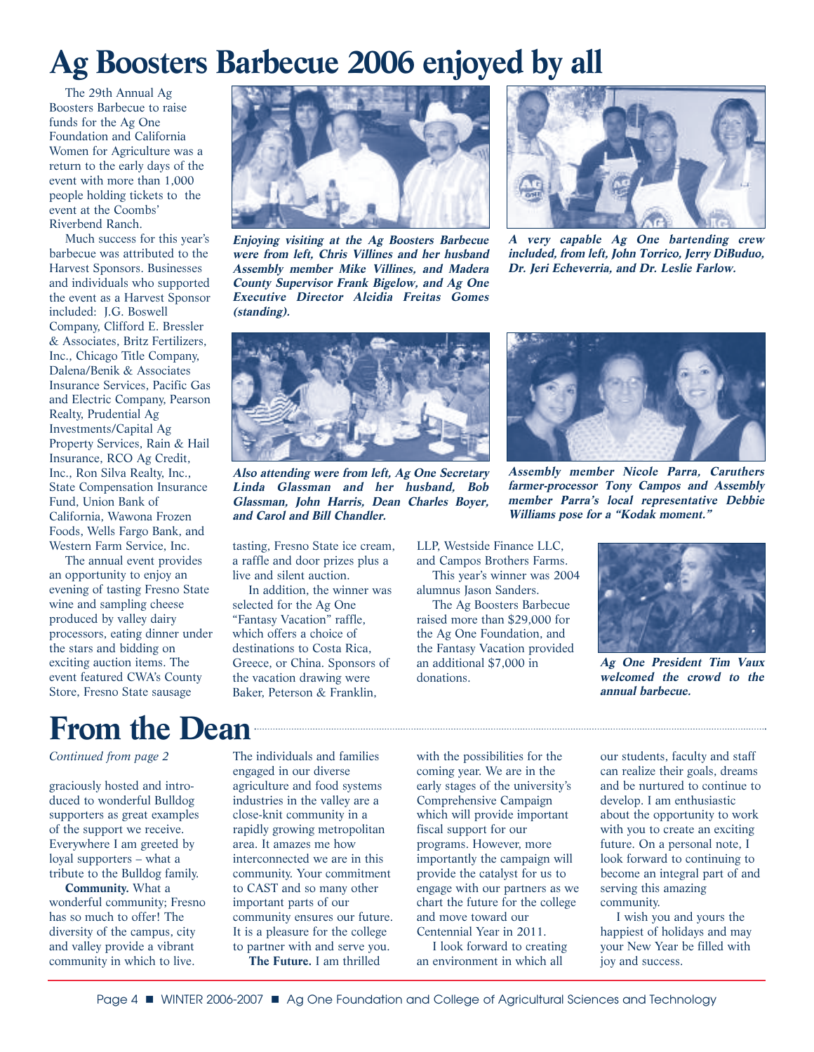# Ag Boosters Barbecue 2006 enjoyed by all

The 29th Annual Ag Boosters Barbecue to raise funds for the Ag One Foundation and California Women for Agriculture was a return to the early days of the event with more than 1,000 people holding tickets to the event at the Coombs' Riverbend Ranch.

Much success for this year's barbecue was attributed to the Harvest Sponsors. Businesses and individuals who supported the event as a Harvest Sponsor included: J.G. Boswell Company, Clifford E. Bressler & Associates, Britz Fertilizers, Inc., Chicago Title Company, Dalena/Benik & Associates Insurance Services, Pacific Gas and Electric Company, Pearson Realty, Prudential Ag Investments/Capital Ag Property Services, Rain & Hail Insurance, RCO Ag Credit, Inc., Ron Silva Realty, Inc., State Compensation Insurance Fund, Union Bank of California, Wawona Frozen Foods, Wells Fargo Bank, and Western Farm Service, Inc.

The annual event provides an opportunity to enjoy an evening of tasting Fresno State wine and sampling cheese produced by valley dairy processors, eating dinner under the stars and bidding on exciting auction items. The event featured CWA's County Store, Fresno State sausage tasting, Fresno State ice cream, a raffle and door prizes plus a live and silent auction.

In addition, the winner was selected for the Ag One "Fantasy Vacation" raffle, which offers a choice of destinations to Costa Rica, Greece, or China. Sponsors of the vacation drawing were Baker, Peterson & Franklin, LLP, Westside Finance LLC, and Campos Brothers Farms.

This year's winner was 2004 alumnus Jason Sanders.

The Ag Boosters Barbecue raised more than $29,000 for the Ag One Foundation, and the Fantasy Vacation provided an additional $7,000 in donations.

***Enjoying visiting at the Ag Boosters Barbecue were from left, Chris Villines and her husband Assembly member Mike Villines, and Madera County Supervisor Frank Bigelow, and Ag One Executive Director Alcidia Freitas Gomes (standing).***

***A very capable Ag One bartending crew included, from left, John Torrico, Jerry DiBuduo, Dr. Jeri Echeverria, and Dr. Leslie Farlow.***

***Also attending were from left, Ag One Secretary Linda Glassman and her husband, Bob Glassman, John Harris, Dean Charles Boyer, and Carol and Bill Chandler.***

***Assembly member Nicole Parra, Caruthers farmer-processor Tony Campos and Assembly member Parra's local representative Debbie Williams pose for a "Kodak moment."***

***Ag One President Tim Vaux welcomed the crowd to the annual barbecue.***

# From the Dean

*Continued from page 2*

graciously hosted and introduced to wonderful Bulldog supporters as great examples of the support we receive. Everywhere I am greeted by loyal supporters – what a tribute to the Bulldog family.

**Community.** What a wonderful community; Fresno has so much to offer! The diversity of the campus, city and valley provide a vibrant community in which to live. The individuals and families engaged in our diverse agriculture and food systems industries in the valley are a close-knit community in a rapidly growing metropolitan area. It amazes me how interconnected we are in this community. Your commitment to CAST and so many other important parts of our community ensures our future. It is a pleasure for the college to partner with and serve you.

**The Future.** I am thrilled with the possibilities for the coming year. We are in the early stages of the university's Comprehensive Campaign which will provide important fiscal support for our programs. However, more importantly the campaign will provide the catalyst for us to engage with our partners as we chart the future for the college and move toward our Centennial Year in 2011.

I look forward to creating an environment in which all our students, faculty and staff can realize their goals, dreams and be nurtured to continue to develop. I am enthusiastic about the opportunity to work with you to create an exciting future. On a personal note, I look forward to continuing to become an integral part of and serving this amazing community.

I wish you and yours the happiest of holidays and may your New Year be filled with joy and success.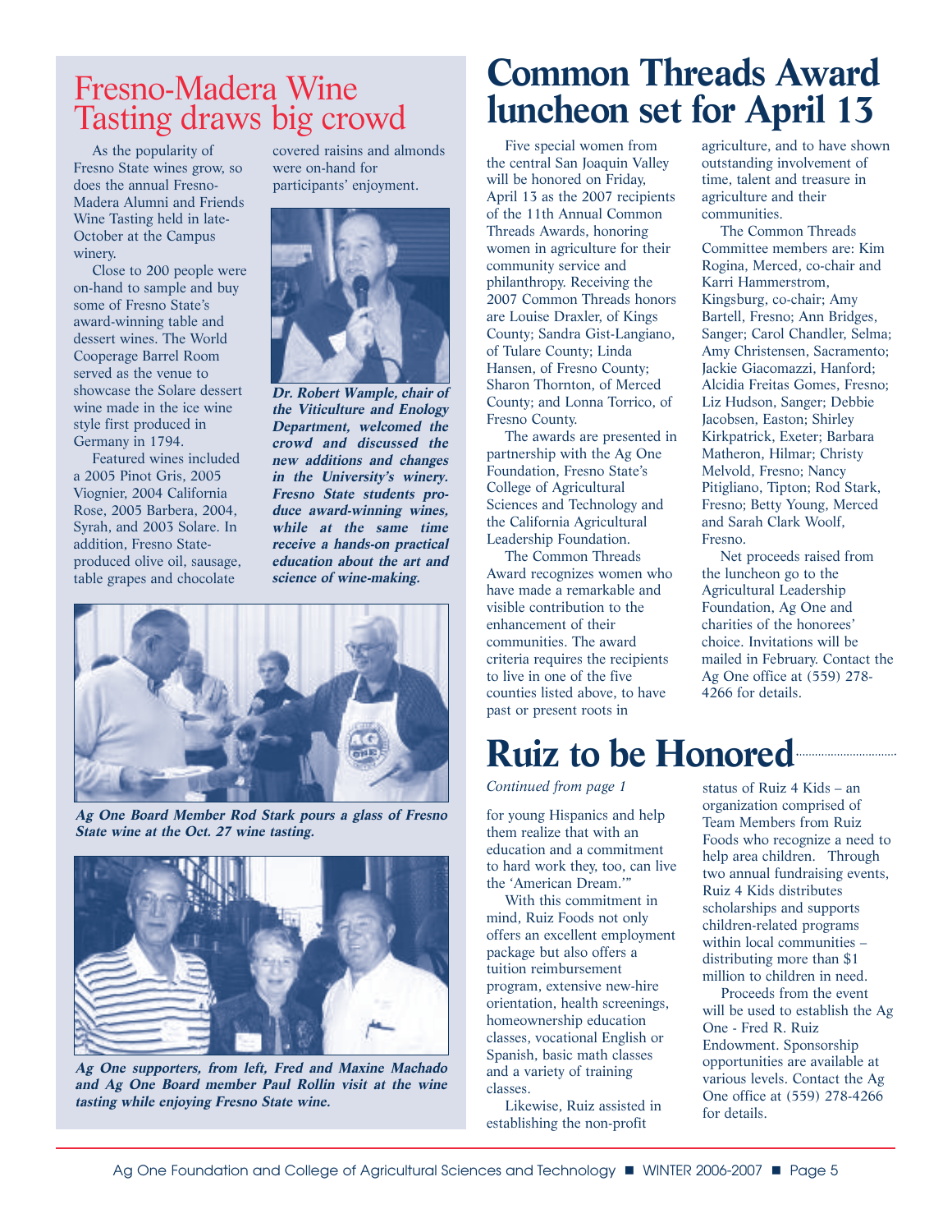# Fresno-Madera Wine Tasting draws big crowd

As the popularity of Fresno State wines grow, so does the annual Fresno-Madera Alumni and Friends Wine Tasting held in late-October at the Campus winery.

Close to 200 people were on-hand to sample and buy some of Fresno State's award-winning table and dessert wines. The World Cooperage Barrel Room served as the venue to showcase the Solare dessert wine made in the ice wine style first produced in Germany in 1794.

Featured wines included a 2005 Pinot Gris, 2005 Viognier, 2004 California Rose, 2005 Barbera, 2004, Syrah, and 2003 Solare. In addition, Fresno State-produced olive oil, sausage, table grapes and chocolate covered raisins and almonds were on-hand for participants' enjoyment.

***Dr. Robert Wample, chair of the Viticulture and Enology Department, welcomed the crowd and discussed the new additions and changes in the University's winery. Fresno State students produce award-winning wines, while at the same time receive a hands-on practical education about the art and science of wine-making.***

***Ag One Board Member Rod Stark pours a glass of Fresno State wine at the Oct. 27 wine tasting.***

***Ag One supporters, from left, Fred and Maxine Machado and Ag One Board member Paul Rollin visit at the wine tasting while enjoying Fresno State wine.***

# Common Threads Award luncheon set for April 13

Five special women from the central San Joaquin Valley will be honored on Friday, April 13 as the 2007 recipients of the 11th Annual Common Threads Awards, honoring women in agriculture for their community service and philanthropy. Receiving the 2007 Common Threads honors are Louise Draxler, of Kings County; Sandra Gist-Langiano, of Tulare County; Linda Hansen, of Fresno County; Sharon Thornton, of Merced County; and Lonna Torrico, of Fresno County.

The awards are presented in partnership with the Ag One Foundation, Fresno State's College of Agricultural Sciences and Technology and the California Agricultural Leadership Foundation.

The Common Threads Award recognizes women who have made a remarkable and visible contribution to the enhancement of their communities. The award criteria requires the recipients to live in one of the five counties listed above, to have past or present roots in agriculture, and to have shown outstanding involvement of time, talent and treasure in agriculture and their communities.

The Common Threads Committee members are: Kim Rogina, Merced, co-chair and Karri Hammerstrom, Kingsburg, co-chair; Amy Bartell, Fresno; Ann Bridges, Sanger; Carol Chandler, Selma; Amy Christensen, Sacramento; Jackie Giacomazzi, Hanford; Alcidia Freitas Gomes, Fresno; Liz Hudson, Sanger; Debbie Jacobsen, Easton; Shirley Kirkpatrick, Exeter; Barbara Matheron, Hilmar; Christy Melvold, Fresno; Nancy Pitigliano, Tipton; Rod Stark, Fresno; Betty Young, Merced and Sarah Clark Woolf, Fresno.

Net proceeds raised from the luncheon go to the Agricultural Leadership Foundation, Ag One and charities of the honorees' choice. Invitations will be mailed in February. Contact the Ag One office at (559) 278-4266 for details.

# Ruiz to be Honored

*Continued from page 1*

for young Hispanics and help them realize that with an education and a commitment to hard work they, too, can live the 'American Dream.'"

With this commitment in mind, Ruiz Foods not only offers an excellent employment package but also offers a tuition reimbursement program, extensive new-hire orientation, health screenings, homeownership education classes, vocational English or Spanish, basic math classes and a variety of training classes.

Likewise, Ruiz assisted in establishing the non-profit status of Ruiz 4 Kids – an organization comprised of Team Members from Ruiz Foods who recognize a need to help area children. Through two annual fundraising events, Ruiz 4 Kids distributes scholarships and supports children-related programs within local communities – distributing more than $1 million to children in need.

Proceeds from the event will be used to establish the Ag One - Fred R. Ruiz Endowment. Sponsorship opportunities are available at various levels. Contact the Ag One office at (559) 278-4266 for details.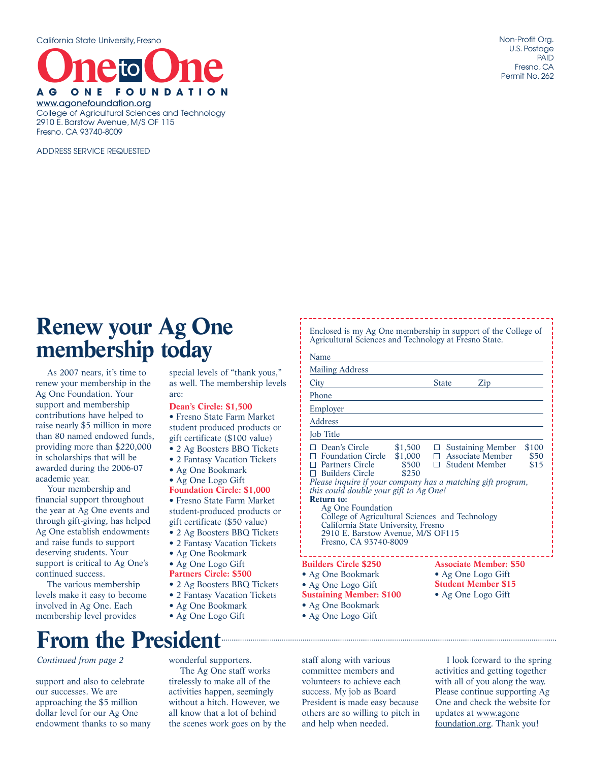California State University, Fresno

# One to One

**AG ONE FOUNDATION**

www.agonefoundation.org
College of Agricultural Sciences and Technology
2910 E. Barstow Avenue, M/S OF 115
Fresno, CA 93740-8009

ADDRESS SERVICE REQUESTED

Non-Profit Org.
U.S. Postage
PAID
Fresno, CA
Permit No. 262

# Renew your Ag One membership today

As 2007 nears, it's time to renew your membership in the Ag One Foundation. Your support and membership contributions have helped to raise nearly $5 million in more than 80 named endowed funds, providing more than $220,000 in scholarships that will be awarded during the 2006-07 academic year.

Your membership and financial support throughout the year at Ag One events and through gift-giving, has helped Ag One establish endowments and raise funds to support deserving students. Your support is critical to Ag One's continued success.

The various membership levels make it easy to become involved in Ag One. Each membership level provides special levels of "thank yous," as well. The membership levels are:

**Dean's Circle: $1,500**
- Fresno State Farm Market student produced products or gift certificate ($100 value)
- 2 Ag Boosters BBQ Tickets
- 2 Fantasy Vacation Tickets
- Ag One Bookmark
- Ag One Logo Gift

**Foundation Circle: $1,000**
- Fresno State Farm Market student-produced products or gift certificate ($50 value)
- 2 Ag Boosters BBQ Tickets
- 2 Fantasy Vacation Tickets
- Ag One Bookmark
- Ag One Logo Gift

**Partners Circle: $500**
- 2 Ag Boosters BBQ Tickets
- 2 Fantasy Vacation Tickets
- Ag One Bookmark
- Ag One Logo Gift

**Builders Circle $250**
- Ag One Bookmark
- Ag One Logo Gift

**Sustaining Member: $100**
- Ag One Bookmark
- Ag One Logo Gift

**Associate Member: $50**
- Ag One Logo Gift

**Student Member $15**
- Ag One Logo Gift

---

Enclosed is my Ag One membership in support of the College of Agricultural Sciences and Technology at Fresno State.

Name ____________________

Mailing Address ____________________

City ____________ State ______ Zip ______

Phone ____________________

Employer ____________________

Address ____________________

Job Title ____________________

| | | | |
|---|---|---|---|
| ☐ Dean's Circle | $1,500 | ☐ Sustaining Member | $100 |
| ☐ Foundation Circle | $1,000 | ☐ Associate Member | $50 |
| ☐ Partners Circle | $500 | ☐ Student Member | $15 |
| ☐ Builders Circle | $250 | | |

*Please inquire if your company has a matching gift program, this could double your gift to Ag One!*

**Return to:**
Ag One Foundation
College of Agricultural Sciences and Technology
California State University, Fresno
2910 E. Barstow Avenue, M/S OF115
Fresno, CA 93740-8009

---

# From the President

*Continued from page 2*

support and also to celebrate our successes. We are approaching the $5 million dollar level for our Ag One endowment thanks to so many wonderful supporters.

The Ag One staff works tirelessly to make all of the activities happen, seemingly without a hitch. However, we all know that a lot of behind the scenes work goes on by the staff along with various committee members and volunteers to achieve each success. My job as Board President is made easy because others are so willing to pitch in and help when needed.

I look forward to the spring activities and getting together with all of you along the way. Please continue supporting Ag One and check the website for updates at www.agonefoundation.org. Thank you!